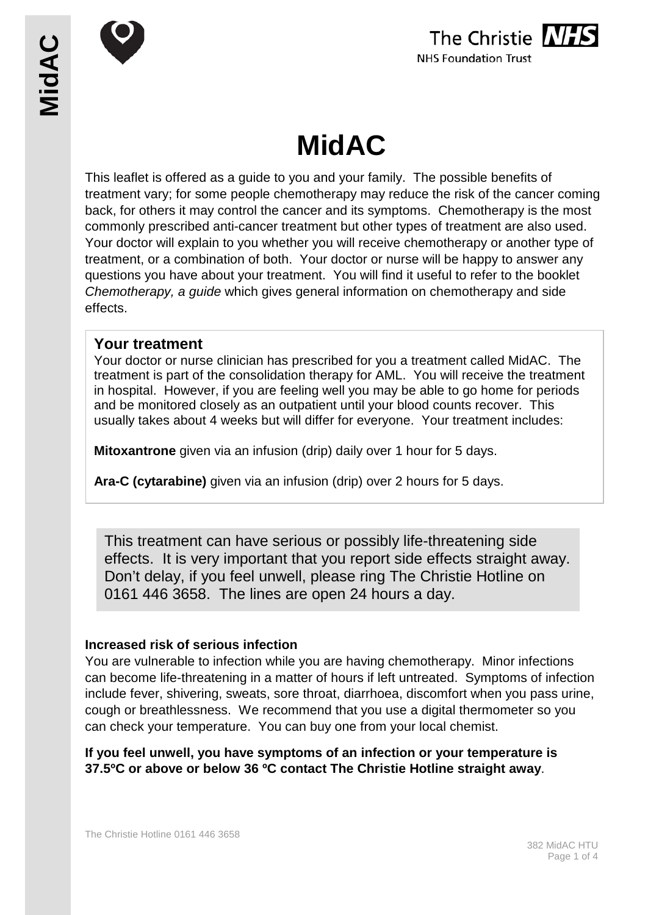# MidAC

This leaflet is offered as a guide to you and your family. The possible benefits of treatment vary; for some people chemotherapy may reduce the risk of the cancer coming back, for others it may control the cancer and its symptoms. Chemotherapy is the most commonly prescribed anti-cancer treatment but other types of treatment are also used. Your doctor will explain to you whether you will receive chemotherapy or another type of treatment, or a combination of both. Your doctor or nurse will be happy to answer any questions you have about your treatment. You will find it useful to refer to the booklet *Chemotherapy, a guide* which gives general information on chemotherapy and side effects.

## Your treatment

Your doctor or nurse clinician has prescribed for you a treatment called MidAC. The treatment is part of the consolidation therapy for AML. You will receive the treatment in hospital. However, if you are feeling well you may be able to go home for periods and be monitored closely as an outpatient until your blood counts recover. This usually takes about 4 weeks but will differ for everyone. Your treatment includes:

**Mitoxantrone** given via an infusion (drip) daily over 1 hour for 5 days.

**Ara-C (cytarabine)** given via an infusion (drip) over 2 hours for 5 days.

This treatment can have serious or possibly life-threatening side effects. It is very important that you report side effects straight away. Don't delay, if you feel unwell, please ring The Christie Hotline on 0161 446 3658. The lines are open 24 hours a day.

### Increased risk of serious infection

You are vulnerable to infection while you are having chemotherapy. Minor infections can become life-threatening in a matter of hours if left untreated. Symptoms of infection include fever, shivering, sweats, sore throat, diarrhoea, discomfort when you pass urine, cough or breathlessness. We recommend that you use a digital thermometer so you can check your temperature. You can buy one from your local chemist.

**If you feel unwell, you have symptoms of an infection or your temperature is 37.5ºC or above or below 36 ºC contact The Christie Hotline straight away**.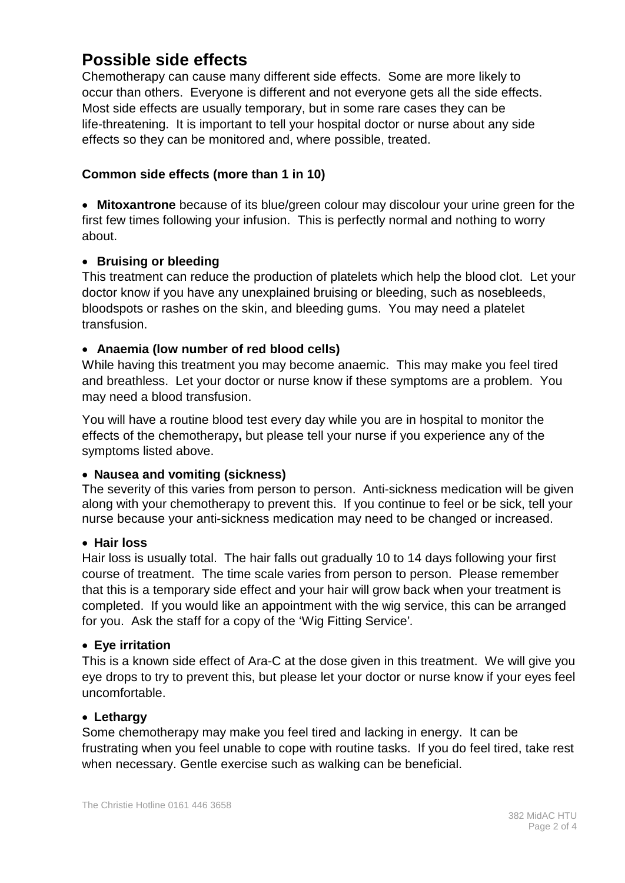# Possible side effects

Chemotherapy can cause many different side effects. Some are more likely to occur than others. Everyone is different and not everyone gets all the side effects. Most side effects are usually temporary, but in some rare cases they can be life-threatening. It is important to tell your hospital doctor or nurse about any side effects so they can be monitored and, where possible, treated.

### Common side effects (more than 1 in 10)

- **Mitoxantrone** because of its blue/green colour may discolour your urine green for the first few times following your infusion. This is perfectly normal and nothing to worry about.

- **Bruising or bleeding**

This treatment can reduce the production of platelets which help the blood clot. Let your doctor know if you have any unexplained bruising or bleeding, such as nosebleeds, bloodspots or rashes on the skin, and bleeding gums. You may need a platelet transfusion.

- **Anaemia (low number of red blood cells)**

While having this treatment you may become anaemic. This may make you feel tired and breathless. Let your doctor or nurse know if these symptoms are a problem. You may need a blood transfusion.

You will have a routine blood test every day while you are in hospital to monitor the effects of the chemotherapy**,** but please tell your nurse if you experience any of the symptoms listed above.

- **Nausea and vomiting (sickness)**

The severity of this varies from person to person. Anti-sickness medication will be given along with your chemotherapy to prevent this. If you continue to feel or be sick, tell your nurse because your anti-sickness medication may need to be changed or increased.

- **Hair loss**

Hair loss is usually total. The hair falls out gradually 10 to 14 days following your first course of treatment. The time scale varies from person to person. Please remember that this is a temporary side effect and your hair will grow back when your treatment is completed. If you would like an appointment with the wig service, this can be arranged for you. Ask the staff for a copy of the 'Wig Fitting Service'.

- **Eye irritation**

This is a known side effect of Ara-C at the dose given in this treatment. We will give you eye drops to try to prevent this, but please let your doctor or nurse know if your eyes feel uncomfortable.

- **Lethargy**

Some chemotherapy may make you feel tired and lacking in energy. It can be frustrating when you feel unable to cope with routine tasks. If you do feel tired, take rest when necessary. Gentle exercise such as walking can be beneficial.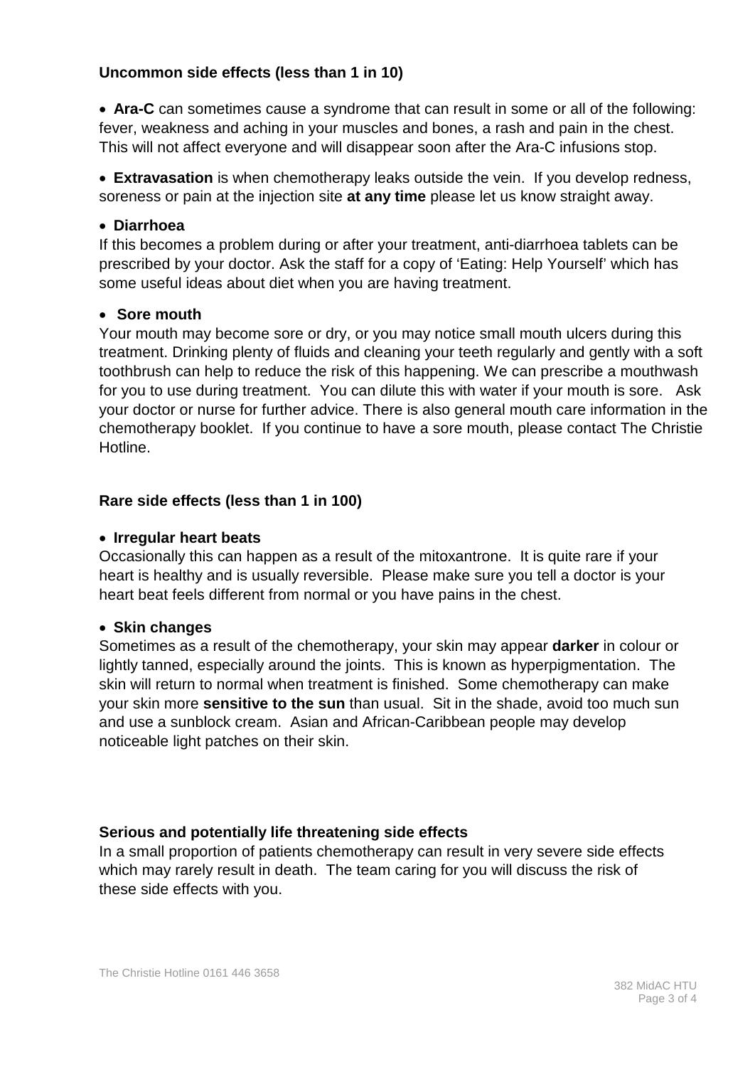### Uncommon side effects (less than 1 in 10)

- **Ara-C** can sometimes cause a syndrome that can result in some or all of the following: fever, weakness and aching in your muscles and bones, a rash and pain in the chest. This will not affect everyone and will disappear soon after the Ara-C infusions stop.

- **Extravasation** is when chemotherapy leaks outside the vein. If you develop redness, soreness or pain at the injection site **at any time** please let us know straight away.

- **Diarrhoea**

If this becomes a problem during or after your treatment, anti-diarrhoea tablets can be prescribed by your doctor. Ask the staff for a copy of 'Eating: Help Yourself' which has some useful ideas about diet when you are having treatment.

- **Sore mouth**

Your mouth may become sore or dry, or you may notice small mouth ulcers during this treatment. Drinking plenty of fluids and cleaning your teeth regularly and gently with a soft toothbrush can help to reduce the risk of this happening. We can prescribe a mouthwash for you to use during treatment. You can dilute this with water if your mouth is sore. Ask your doctor or nurse for further advice. There is also general mouth care information in the chemotherapy booklet. If you continue to have a sore mouth, please contact The Christie Hotline.

### Rare side effects (less than 1 in 100)

- **Irregular heart beats**

Occasionally this can happen as a result of the mitoxantrone. It is quite rare if your heart is healthy and is usually reversible. Please make sure you tell a doctor is your heart beat feels different from normal or you have pains in the chest.

- **Skin changes**

Sometimes as a result of the chemotherapy, your skin may appear **darker** in colour or lightly tanned, especially around the joints. This is known as hyperpigmentation. The skin will return to normal when treatment is finished. Some chemotherapy can make your skin more **sensitive to the sun** than usual. Sit in the shade, avoid too much sun and use a sunblock cream. Asian and African-Caribbean people may develop noticeable light patches on their skin.

### Serious and potentially life threatening side effects

In a small proportion of patients chemotherapy can result in very severe side effects which may rarely result in death. The team caring for you will discuss the risk of these side effects with you.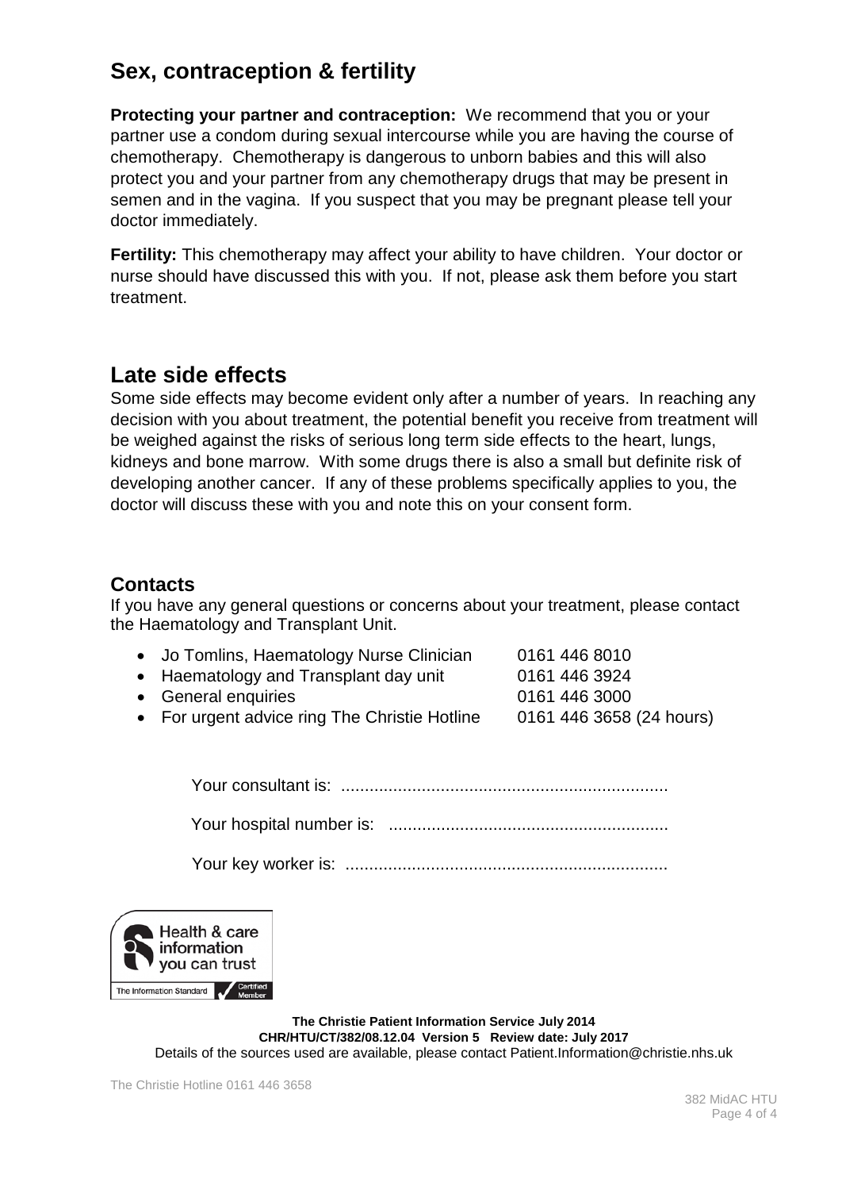## Sex, contraception & fertility

**Protecting your partner and contraception:** We recommend that you or your partner use a condom during sexual intercourse while you are having the course of chemotherapy. Chemotherapy is dangerous to unborn babies and this will also protect you and your partner from any chemotherapy drugs that may be present in semen and in the vagina. If you suspect that you may be pregnant please tell your doctor immediately.

**Fertility:** This chemotherapy may affect your ability to have children. Your doctor or nurse should have discussed this with you. If not, please ask them before you start treatment.

## Late side effects

Some side effects may become evident only after a number of years. In reaching any decision with you about treatment, the potential benefit you receive from treatment will be weighed against the risks of serious long term side effects to the heart, lungs, kidneys and bone marrow. With some drugs there is also a small but definite risk of developing another cancer. If any of these problems specifically applies to you, the doctor will discuss these with you and note this on your consent form.

### Contacts

If you have any general questions or concerns about your treatment, please contact the Haematology and Transplant Unit.

- Jo Tomlins, Haematology Nurse Clinician 0161 446 8010
- Haematology and Transplant day unit 0161 446 3924
- General enquiries 0161 446 3000
- For urgent advice ring The Christie Hotline 0161 446 3658 (24 hours)

Your consultant is: ....................................................................

Your hospital number is: ..........................................................

Your key worker is: ...................................................................

Health & care information you can trust

The Information Standard Certified Member

**The Christie Patient Information Service July 2014**
**CHR/HTU/CT/382/08.12.04 Version 5 Review date: July 2017**
Details of the sources used are available, please contact Patient.Information@christie.nhs.uk